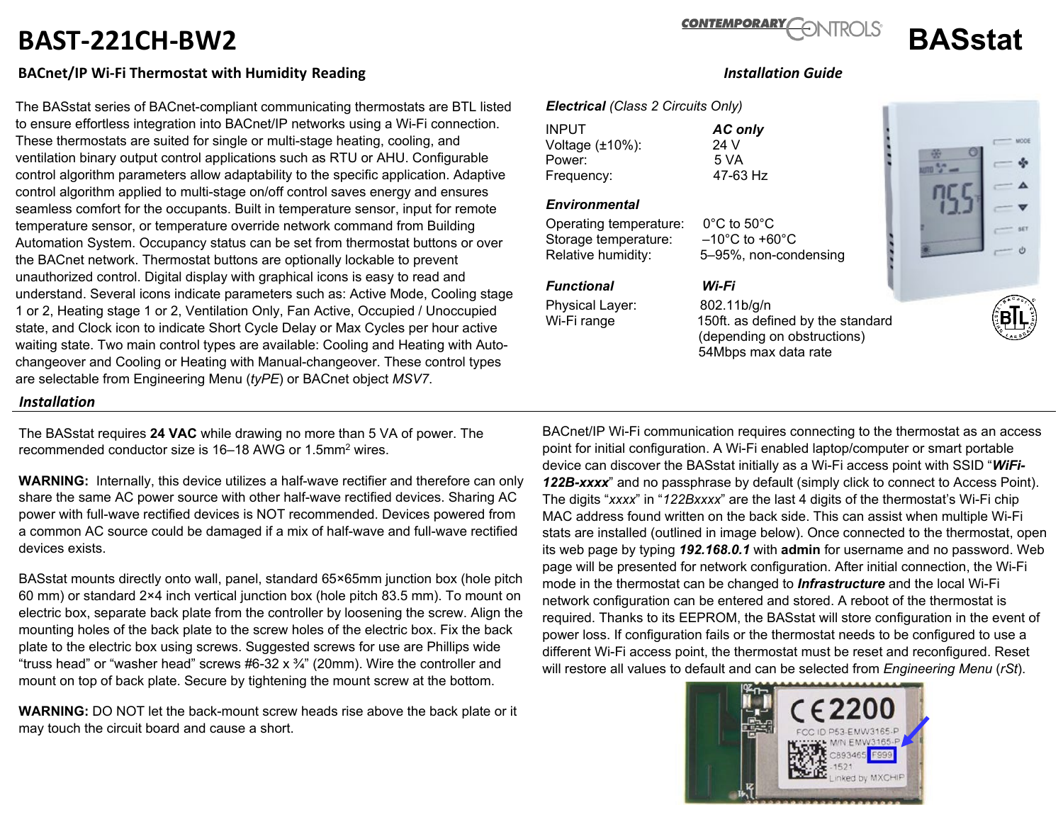# BAST-221CH-BW2

**BACnet/IP Wi-Fi Thermostat with Humidity Reading**

**BASstat**

***Installation Guide***

The BASstat series of BACnet-compliant communicating thermostats are BTL listed to ensure effortless integration into BACnet/IP networks using a Wi-Fi connection. These thermostats are suited for single or multi-stage heating, cooling, and ventilation binary output control applications such as RTU or AHU. Configurable control algorithm parameters allow adaptability to the specific application. Adaptive control algorithm applied to multi-stage on/off control saves energy and ensures seamless comfort for the occupants. Built in temperature sensor, input for remote temperature sensor, or temperature override network command from Building Automation System. Occupancy status can be set from thermostat buttons or over the BACnet network. Thermostat buttons are optionally lockable to prevent unauthorized control. Digital display with graphical icons is easy to read and understand. Several icons indicate parameters such as: Active Mode, Cooling stage 1 or 2, Heating stage 1 or 2, Ventilation Only, Fan Active, Occupied / Unoccupied state, and Clock icon to indicate Short Cycle Delay or Max Cycles per hour active waiting state. Two main control types are available: Cooling and Heating with Auto-changeover and Cooling or Heating with Manual-changeover. These control types are selectable from Engineering Menu (*tyPE*) or BACnet object *MSV7*.

***Electrical*** *(Class 2 Circuits Only)*

| INPUT | ***AC only*** |
|---|---|
| Voltage (±10%): | 24 V |
| Power: | 5 VA |
| Frequency: | 47-63 Hz |

***Environmental***

| | |
|---|---|
| Operating temperature: | 0°C to 50°C |
| Storage temperature: | –10°C to +60°C |
| Relative humidity: | 5–95%, non-condensing |

| ***Functional*** | ***Wi-Fi*** |
|---|---|
| Physical Layer: | 802.11b/g/n |
| Wi-Fi range | 150ft. as defined by the standard (depending on obstructions) 54Mbps max data rate |

## *Installation*

The BASstat requires **24 VAC** while drawing no more than 5 VA of power. The recommended conductor size is 16–18 AWG or 1.5mm² wires.

**WARNING:** Internally, this device utilizes a half-wave rectifier and therefore can only share the same AC power source with other half-wave rectified devices. Sharing AC power with full-wave rectified devices is NOT recommended. Devices powered from a common AC source could be damaged if a mix of half-wave and full-wave rectified devices exists.

BASstat mounts directly onto wall, panel, standard 65×65mm junction box (hole pitch 60 mm) or standard 2×4 inch vertical junction box (hole pitch 83.5 mm). To mount on electric box, separate back plate from the controller by loosening the screw. Align the mounting holes of the back plate to the screw holes of the electric box. Fix the back plate to the electric box using screws. Suggested screws for use are Phillips wide "truss head" or "washer head" screws #6-32 x ¾" (20mm). Wire the controller and mount on top of back plate. Secure by tightening the mount screw at the bottom.

**WARNING:** DO NOT let the back-mount screw heads rise above the back plate or it may touch the circuit board and cause a short.

BACnet/IP Wi-Fi communication requires connecting to the thermostat as an access point for initial configuration. A Wi-Fi enabled laptop/computer or smart portable device can discover the BASstat initially as a Wi-Fi access point with SSID "***WiFi-122B-xxxx***" and no passphrase by default (simply click to connect to Access Point). The digits "*xxxx*" in "*122Bxxxx*" are the last 4 digits of the thermostat's Wi-Fi chip MAC address found written on the back side. This can assist when multiple Wi-Fi stats are installed (outlined in image below). Once connected to the thermostat, open its web page by typing ***192.168.0.1*** with **admin** for username and no password. Web page will be presented for network configuration. After initial connection, the Wi-Fi mode in the thermostat can be changed to ***Infrastructure*** and the local Wi-Fi network configuration can be entered and stored. A reboot of the thermostat is required. Thanks to its EEPROM, the BASstat will store configuration in the event of power loss. If configuration fails or the thermostat needs to be configured to use a different Wi-Fi access point, the thermostat must be reset and reconfigured. Reset will restore all values to default and can be selected from *Engineering Menu* (*rSt*).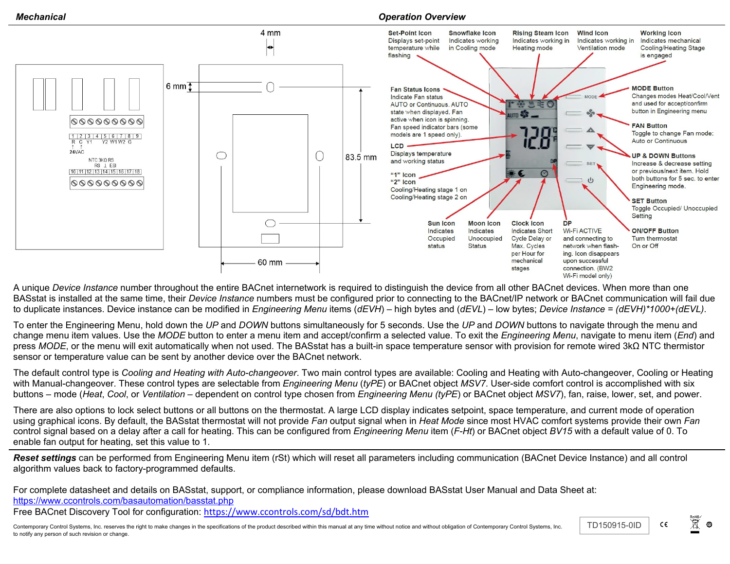## Mechanical

4 mm

6 mm

83.5 mm

60 mm

1 2 3 4 5 6 7 8 9
R C Y1 Y2 W1 W2 G
24VAC
NTC 3KΩ RS
RS ⊥ ESI
10 11 12 13 14 15 16 17 18

## Operation Overview

**Set-Point Icon**
Displays set-point temperature while flashing

**Snowflake Icon**
Indicates working in Cooling mode

**Rising Steam Icon**
Indicates working in Heating mode

**Wind Icon**
Indicates working in Ventilation mode

**Working Icon**
Indicates mechanical Cooling/Heating Stage is engaged

**Fan Status Icons**
Indicate Fan status AUTO or Continuous. AUTO state when displayed. Fan active when icon is spinning. Fan speed indicator bars (some models are 1 speed only).

**LCD**
Displays temperature and working status

**"1" Icon**
**"2" Icon**
Cooling/Heating stage 1 on
Cooling/Heating stage 2 on

**MODE Button**
Changes modes Heat/Cool/Vent and used for accept/confirm button in Engineering menu

**FAN Button**
Toggle to change Fan mode: Auto or Continuous

**UP & DOWN Buttons**
Increase & decrease setting or previous/next item. Hold both buttons for 5 sec. to enter Engineering mode.

**SET Button**
Toggle Occupied/ Unoccupied Setting

**ON/OFF Button**
Turn thermostat On or Off

**Sun Icon**
Indicates Occupied status

**Moon Icon**
Indicates Unoccupied Status

**Clock Icon**
Indicates Short Cycle Delay or Max. Cycles per Hour for mechanical stages

**DP**
Wi-Fi ACTIVE and connecting to network when flashing. Icon disappears upon successful connection. (BW2 Wi-Fi model only)

A unique *Device Instance* number throughout the entire BACnet internetwork is required to distinguish the device from all other BACnet devices. When more than one BASstat is installed at the same time, their *Device Instance* numbers must be configured prior to connecting to the BACnet/IP network or BACnet communication will fail due to duplicate instances. Device instance can be modified in *Engineering Menu* items (*dEVH*) – high bytes and (*dEVL*) – low bytes; *Device Instance = (dEVH)\*1000+(dEVL)*.

To enter the Engineering Menu, hold down the *UP* and *DOWN* buttons simultaneously for 5 seconds. Use the *UP* and *DOWN* buttons to navigate through the menu and change menu item values. Use the *MODE* button to enter a menu item and accept/confirm a selected value. To exit the *Engineering Menu*, navigate to menu item (*End*) and press *MODE*, or the menu will exit automatically when not used. The BASstat has a built-in space temperature sensor with provision for remote wired 3kΩ NTC thermistor sensor or temperature value can be sent by another device over the BACnet network.

The default control type is *Cooling and Heating with Auto-changeover*. Two main control types are available: Cooling and Heating with Auto-changeover, Cooling or Heating with Manual-changeover. These control types are selectable from *Engineering Menu* (*tyPE*) or BACnet object *MSV7*. User-side comfort control is accomplished with six buttons – mode (*Heat*, *Cool*, or *Ventilation* – dependent on control type chosen from *Engineering Menu (tyPE)* or BACnet object *MSV7*), fan, raise, lower, set, and power.

There are also options to lock select buttons or all buttons on the thermostat. A large LCD display indicates setpoint, space temperature, and current mode of operation using graphical icons. By default, the BASstat thermostat will not provide *Fan* output signal when in *Heat Mode* since most HVAC comfort systems provide their own *Fan* control signal based on a delay after a call for heating. This can be configured from *Engineering Menu* item (*F-Ht*) or BACnet object *BV15* with a default value of 0. To enable fan output for heating, set this value to 1.

***Reset settings*** can be performed from Engineering Menu item (rSt) which will reset all parameters including communication (BACnet Device Instance) and all control algorithm values back to factory-programmed defaults.

For complete datasheet and details on BASstat, support, or compliance information, please download BASstat User Manual and Data Sheet at:
https://www.ccontrols.com/basautomation/basstat.php
Free BACnet Discovery Tool for configuration: https://www.ccontrols.com/sd/bdt.htm

Contemporary Control Systems, Inc. reserves the right to make changes in the specifications of the product described within this manual at any time without notice and without obligation of Contemporary Control Systems, Inc. to notify any person of such revision or change.

TD150915-0ID